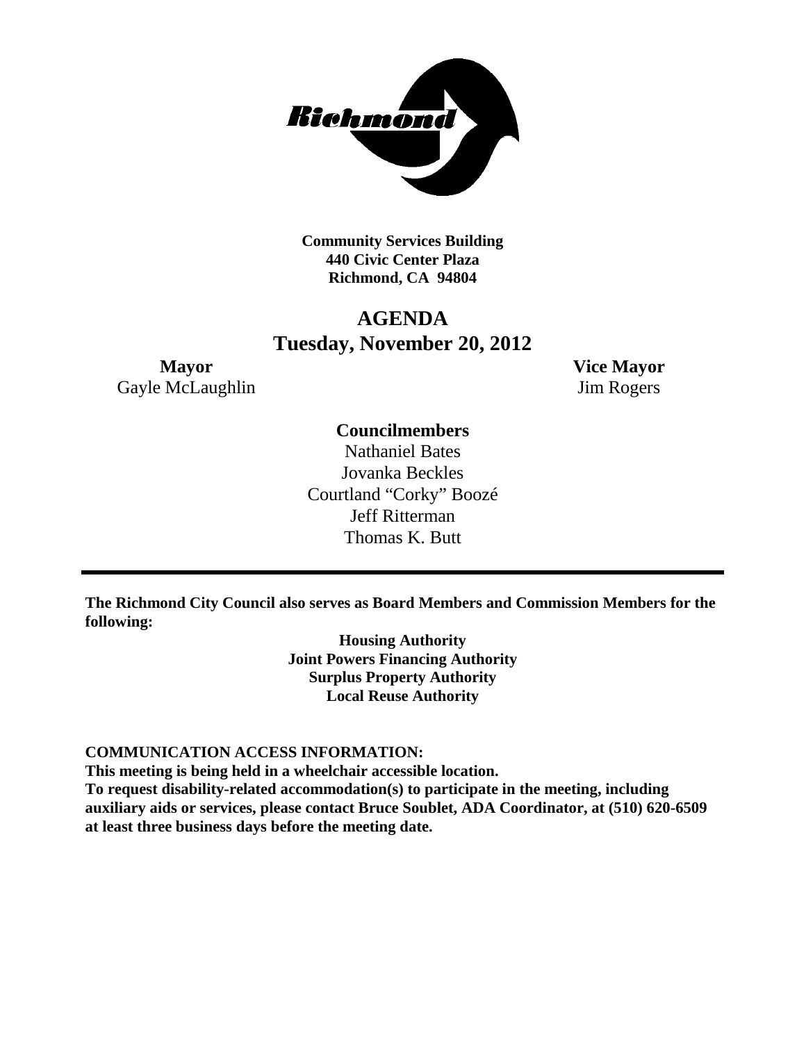**Community Services Building**
**440 Civic Center Plaza**
**Richmond, CA 94804**

# AGENDA
## Tuesday, November 20, 2012

**Mayor**
Gayle McLaughlin

**Vice Mayor**
Jim Rogers

**Councilmembers**
Nathaniel Bates
Jovanka Beckles
Courtland "Corky" Boozé
Jeff Ritterman
Thomas K. Butt

---

**The Richmond City Council also serves as Board Members and Commission Members for the following:**

**Housing Authority**
**Joint Powers Financing Authority**
**Surplus Property Authority**
**Local Reuse Authority**

**COMMUNICATION ACCESS INFORMATION:**
**This meeting is being held in a wheelchair accessible location.**
**To request disability-related accommodation(s) to participate in the meeting, including auxiliary aids or services, please contact Bruce Soublet, ADA Coordinator, at (510) 620-6509 at least three business days before the meeting date.**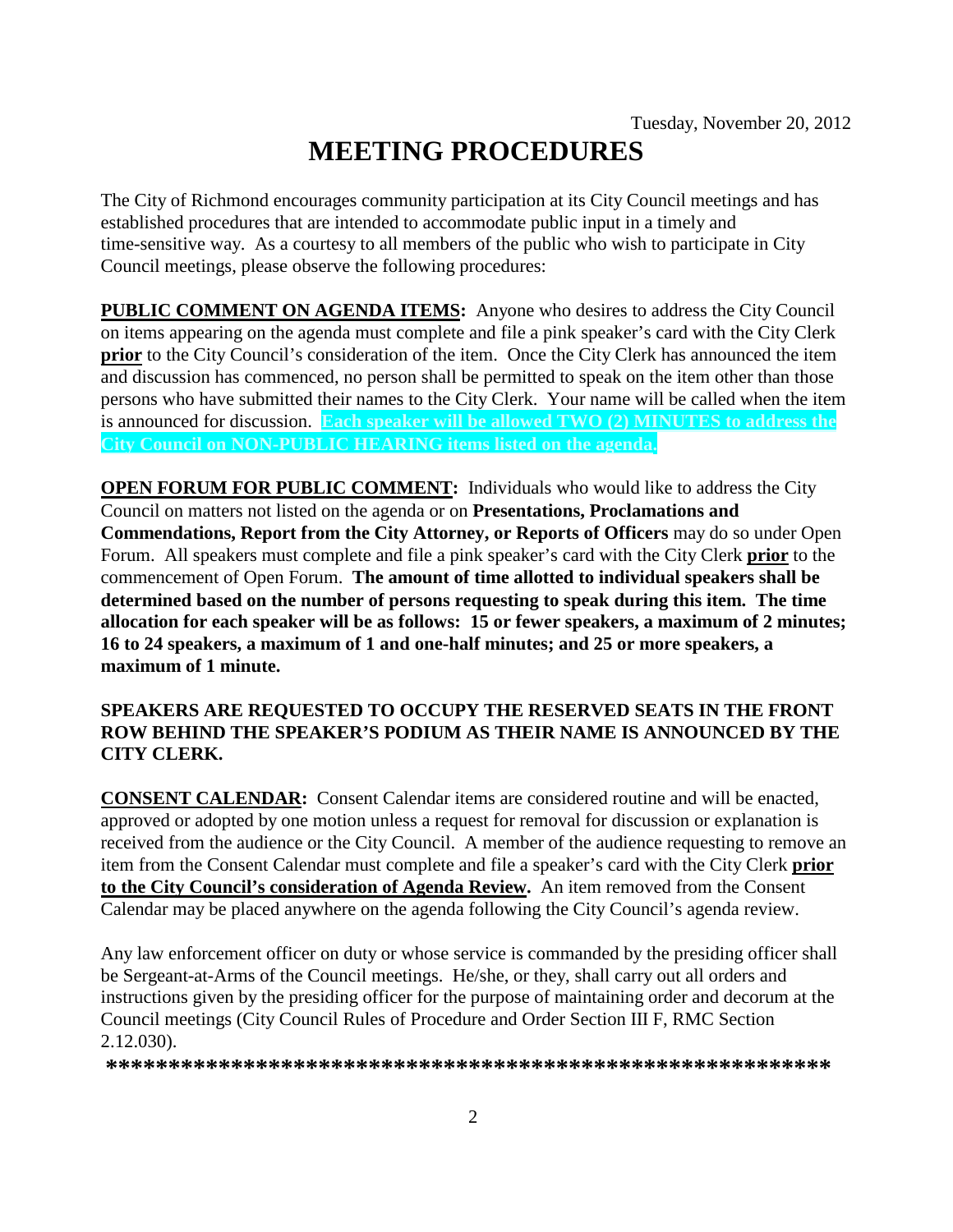Tuesday, November 20, 2012

# MEETING PROCEDURES

The City of Richmond encourages community participation at its City Council meetings and has established procedures that are intended to accommodate public input in a timely and time-sensitive way. As a courtesy to all members of the public who wish to participate in City Council meetings, please observe the following procedures:

**PUBLIC COMMENT ON AGENDA ITEMS:** Anyone who desires to address the City Council on items appearing on the agenda must complete and file a pink speaker's card with the City Clerk **prior** to the City Council's consideration of the item. Once the City Clerk has announced the item and discussion has commenced, no person shall be permitted to speak on the item other than those persons who have submitted their names to the City Clerk. Your name will be called when the item is announced for discussion. **Each speaker will be allowed TWO (2) MINUTES to address the City Council on NON-PUBLIC HEARING items listed on the agenda.**

**OPEN FORUM FOR PUBLIC COMMENT:** Individuals who would like to address the City Council on matters not listed on the agenda or on **Presentations, Proclamations and Commendations, Report from the City Attorney, or Reports of Officers** may do so under Open Forum. All speakers must complete and file a pink speaker's card with the City Clerk **prior** to the commencement of Open Forum. **The amount of time allotted to individual speakers shall be determined based on the number of persons requesting to speak during this item. The time allocation for each speaker will be as follows: 15 or fewer speakers, a maximum of 2 minutes; 16 to 24 speakers, a maximum of 1 and one-half minutes; and 25 or more speakers, a maximum of 1 minute.**

**SPEAKERS ARE REQUESTED TO OCCUPY THE RESERVED SEATS IN THE FRONT ROW BEHIND THE SPEAKER'S PODIUM AS THEIR NAME IS ANNOUNCED BY THE CITY CLERK.**

**CONSENT CALENDAR:** Consent Calendar items are considered routine and will be enacted, approved or adopted by one motion unless a request for removal for discussion or explanation is received from the audience or the City Council. A member of the audience requesting to remove an item from the Consent Calendar must complete and file a speaker's card with the City Clerk **prior to the City Council's consideration of Agenda Review.** An item removed from the Consent Calendar may be placed anywhere on the agenda following the City Council's agenda review.

Any law enforcement officer on duty or whose service is commanded by the presiding officer shall be Sergeant-at-Arms of the Council meetings. He/she, or they, shall carry out all orders and instructions given by the presiding officer for the purpose of maintaining order and decorum at the Council meetings (City Council Rules of Procedure and Order Section III F, RMC Section 2.12.030).

**************************************************************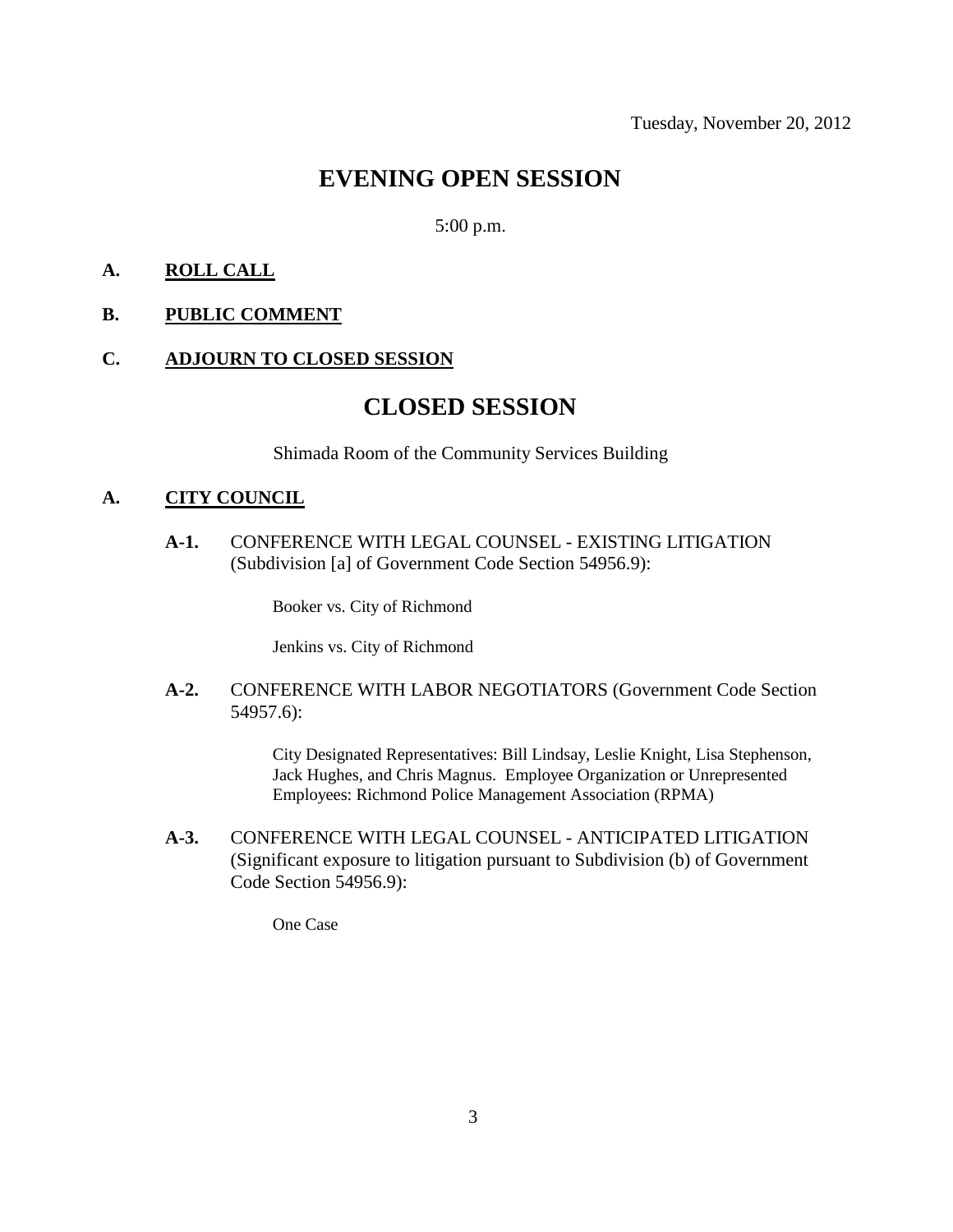Tuesday, November 20, 2012

# EVENING OPEN SESSION

5:00 p.m.

**A. ROLL CALL**

**B. PUBLIC COMMENT**

**C. ADJOURN TO CLOSED SESSION**

# CLOSED SESSION

Shimada Room of the Community Services Building

**A. CITY COUNCIL**

**A-1.** CONFERENCE WITH LEGAL COUNSEL - EXISTING LITIGATION (Subdivision [a] of Government Code Section 54956.9):

Booker vs. City of Richmond

Jenkins vs. City of Richmond

**A-2.** CONFERENCE WITH LABOR NEGOTIATORS (Government Code Section 54957.6):

City Designated Representatives: Bill Lindsay, Leslie Knight, Lisa Stephenson, Jack Hughes, and Chris Magnus. Employee Organization or Unrepresented Employees: Richmond Police Management Association (RPMA)

**A-3.** CONFERENCE WITH LEGAL COUNSEL - ANTICIPATED LITIGATION (Significant exposure to litigation pursuant to Subdivision (b) of Government Code Section 54956.9):

One Case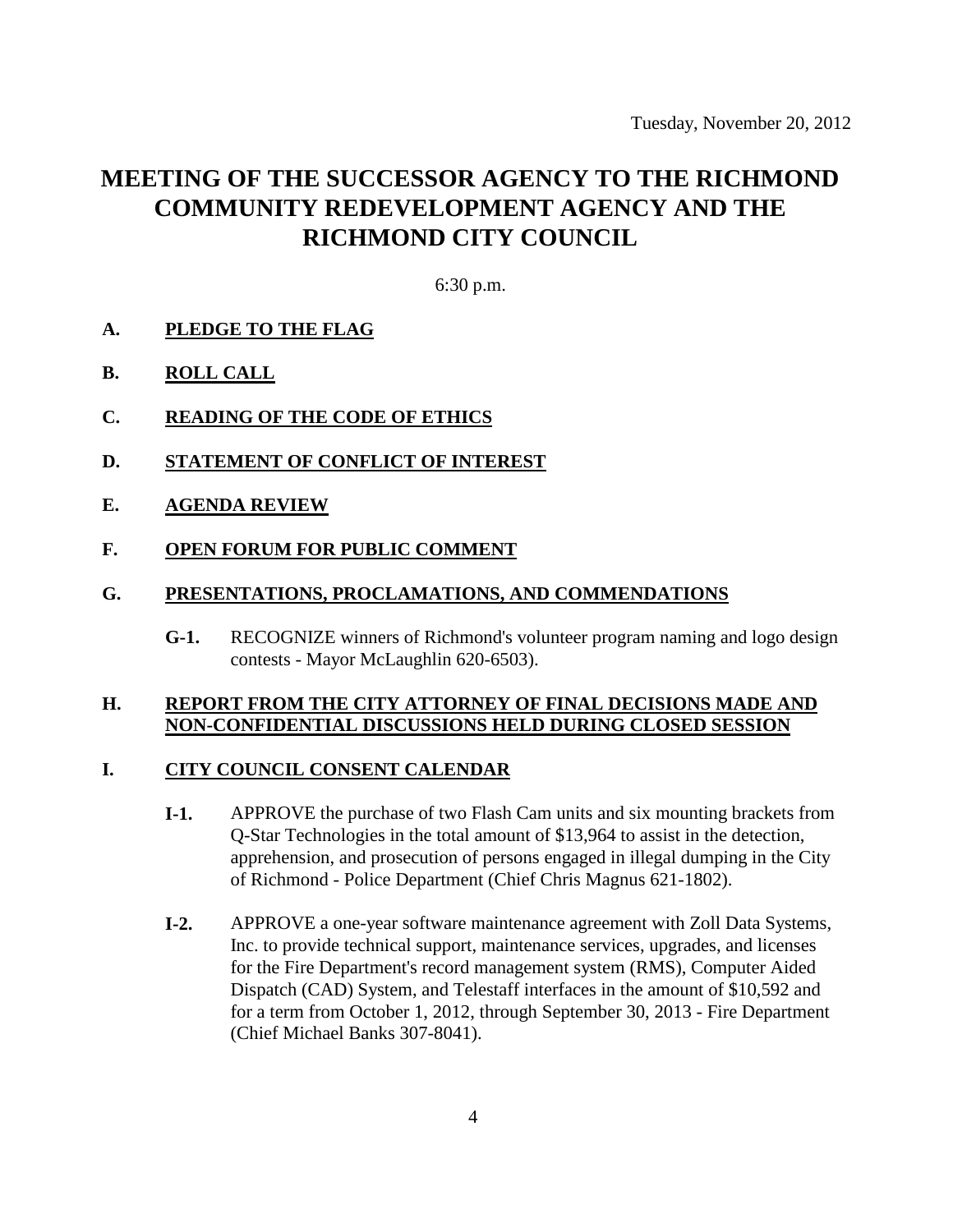Tuesday, November 20, 2012

# MEETING OF THE SUCCESSOR AGENCY TO THE RICHMOND COMMUNITY REDEVELOPMENT AGENCY AND THE RICHMOND CITY COUNCIL

6:30 p.m.

**A. PLEDGE TO THE FLAG**

**B. ROLL CALL**

**C. READING OF THE CODE OF ETHICS**

**D. STATEMENT OF CONFLICT OF INTEREST**

**E. AGENDA REVIEW**

**F. OPEN FORUM FOR PUBLIC COMMENT**

**G. PRESENTATIONS, PROCLAMATIONS, AND COMMENDATIONS**

**G-1.** RECOGNIZE winners of Richmond's volunteer program naming and logo design contests - Mayor McLaughlin 620-6503).

**H. REPORT FROM THE CITY ATTORNEY OF FINAL DECISIONS MADE AND NON-CONFIDENTIAL DISCUSSIONS HELD DURING CLOSED SESSION**

**I. CITY COUNCIL CONSENT CALENDAR**

**I-1.** APPROVE the purchase of two Flash Cam units and six mounting brackets from Q-Star Technologies in the total amount of $13,964 to assist in the detection, apprehension, and prosecution of persons engaged in illegal dumping in the City of Richmond - Police Department (Chief Chris Magnus 621-1802).

**I-2.** APPROVE a one-year software maintenance agreement with Zoll Data Systems, Inc. to provide technical support, maintenance services, upgrades, and licenses for the Fire Department's record management system (RMS), Computer Aided Dispatch (CAD) System, and Telestaff interfaces in the amount of $10,592 and for a term from October 1, 2012, through September 30, 2013 - Fire Department (Chief Michael Banks 307-8041).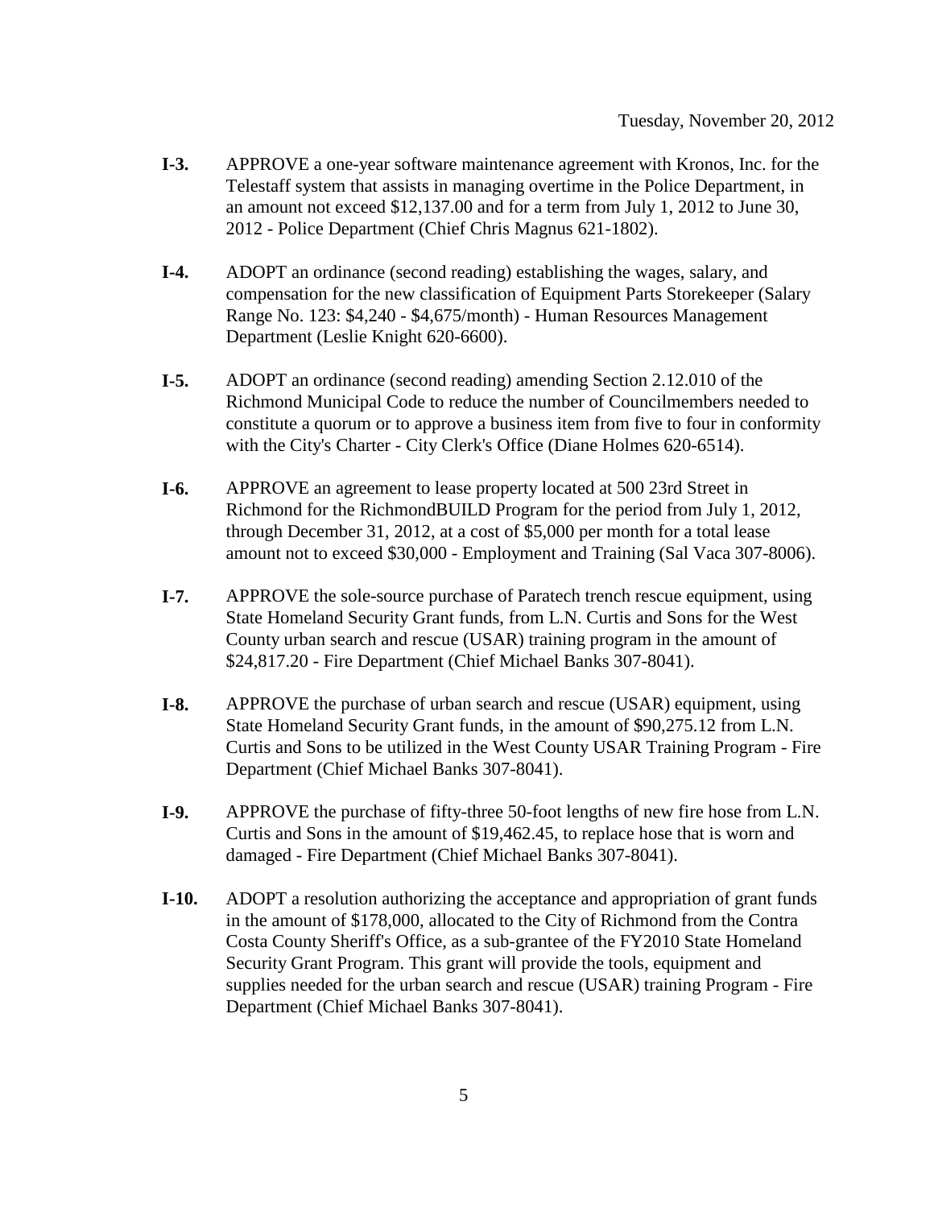- **I-3.** APPROVE a one-year software maintenance agreement with Kronos, Inc. for the Telestaff system that assists in managing overtime in the Police Department, in an amount not exceed $12,137.00 and for a term from July 1, 2012 to June 30, 2012 - Police Department (Chief Chris Magnus 621-1802).

- **I-4.** ADOPT an ordinance (second reading) establishing the wages, salary, and compensation for the new classification of Equipment Parts Storekeeper (Salary Range No. 123: $4,240 - $4,675/month) - Human Resources Management Department (Leslie Knight 620-6600).

- **I-5.** ADOPT an ordinance (second reading) amending Section 2.12.010 of the Richmond Municipal Code to reduce the number of Councilmembers needed to constitute a quorum or to approve a business item from five to four in conformity with the City's Charter - City Clerk's Office (Diane Holmes 620-6514).

- **I-6.** APPROVE an agreement to lease property located at 500 23rd Street in Richmond for the RichmondBUILD Program for the period from July 1, 2012, through December 31, 2012, at a cost of $5,000 per month for a total lease amount not to exceed $30,000 - Employment and Training (Sal Vaca 307-8006).

- **I-7.** APPROVE the sole-source purchase of Paratech trench rescue equipment, using State Homeland Security Grant funds, from L.N. Curtis and Sons for the West County urban search and rescue (USAR) training program in the amount of $24,817.20 - Fire Department (Chief Michael Banks 307-8041).

- **I-8.** APPROVE the purchase of urban search and rescue (USAR) equipment, using State Homeland Security Grant funds, in the amount of $90,275.12 from L.N. Curtis and Sons to be utilized in the West County USAR Training Program - Fire Department (Chief Michael Banks 307-8041).

- **I-9.** APPROVE the purchase of fifty-three 50-foot lengths of new fire hose from L.N. Curtis and Sons in the amount of $19,462.45, to replace hose that is worn and damaged - Fire Department (Chief Michael Banks 307-8041).

- **I-10.** ADOPT a resolution authorizing the acceptance and appropriation of grant funds in the amount of $178,000, allocated to the City of Richmond from the Contra Costa County Sheriff's Office, as a sub-grantee of the FY2010 State Homeland Security Grant Program. This grant will provide the tools, equipment and supplies needed for the urban search and rescue (USAR) training Program - Fire Department (Chief Michael Banks 307-8041).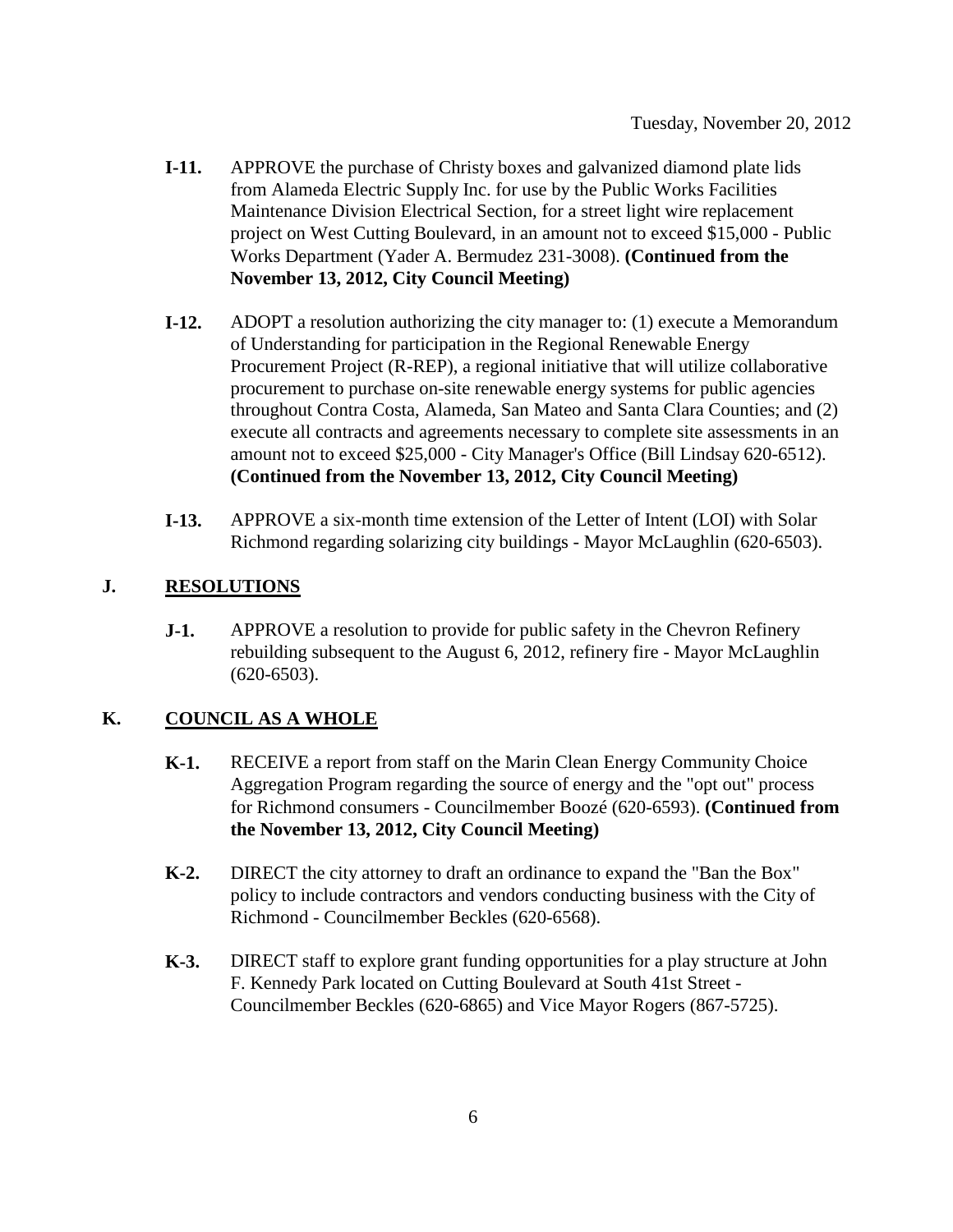Tuesday, November 20, 2012

**I-11.** APPROVE the purchase of Christy boxes and galvanized diamond plate lids from Alameda Electric Supply Inc. for use by the Public Works Facilities Maintenance Division Electrical Section, for a street light wire replacement project on West Cutting Boulevard, in an amount not to exceed $15,000 - Public Works Department (Yader A. Bermudez 231-3008). **(Continued from the November 13, 2012, City Council Meeting)**

**I-12.** ADOPT a resolution authorizing the city manager to: (1) execute a Memorandum of Understanding for participation in the Regional Renewable Energy Procurement Project (R-REP), a regional initiative that will utilize collaborative procurement to purchase on-site renewable energy systems for public agencies throughout Contra Costa, Alameda, San Mateo and Santa Clara Counties; and (2) execute all contracts and agreements necessary to complete site assessments in an amount not to exceed $25,000 - City Manager's Office (Bill Lindsay 620-6512). **(Continued from the November 13, 2012, City Council Meeting)**

**I-13.** APPROVE a six-month time extension of the Letter of Intent (LOI) with Solar Richmond regarding solarizing city buildings - Mayor McLaughlin (620-6503).

## J. RESOLUTIONS

**J-1.** APPROVE a resolution to provide for public safety in the Chevron Refinery rebuilding subsequent to the August 6, 2012, refinery fire - Mayor McLaughlin (620-6503).

## K. COUNCIL AS A WHOLE

**K-1.** RECEIVE a report from staff on the Marin Clean Energy Community Choice Aggregation Program regarding the source of energy and the "opt out" process for Richmond consumers - Councilmember Boozé (620-6593). **(Continued from the November 13, 2012, City Council Meeting)**

**K-2.** DIRECT the city attorney to draft an ordinance to expand the "Ban the Box" policy to include contractors and vendors conducting business with the City of Richmond - Councilmember Beckles (620-6568).

**K-3.** DIRECT staff to explore grant funding opportunities for a play structure at John F. Kennedy Park located on Cutting Boulevard at South 41st Street - Councilmember Beckles (620-6865) and Vice Mayor Rogers (867-5725).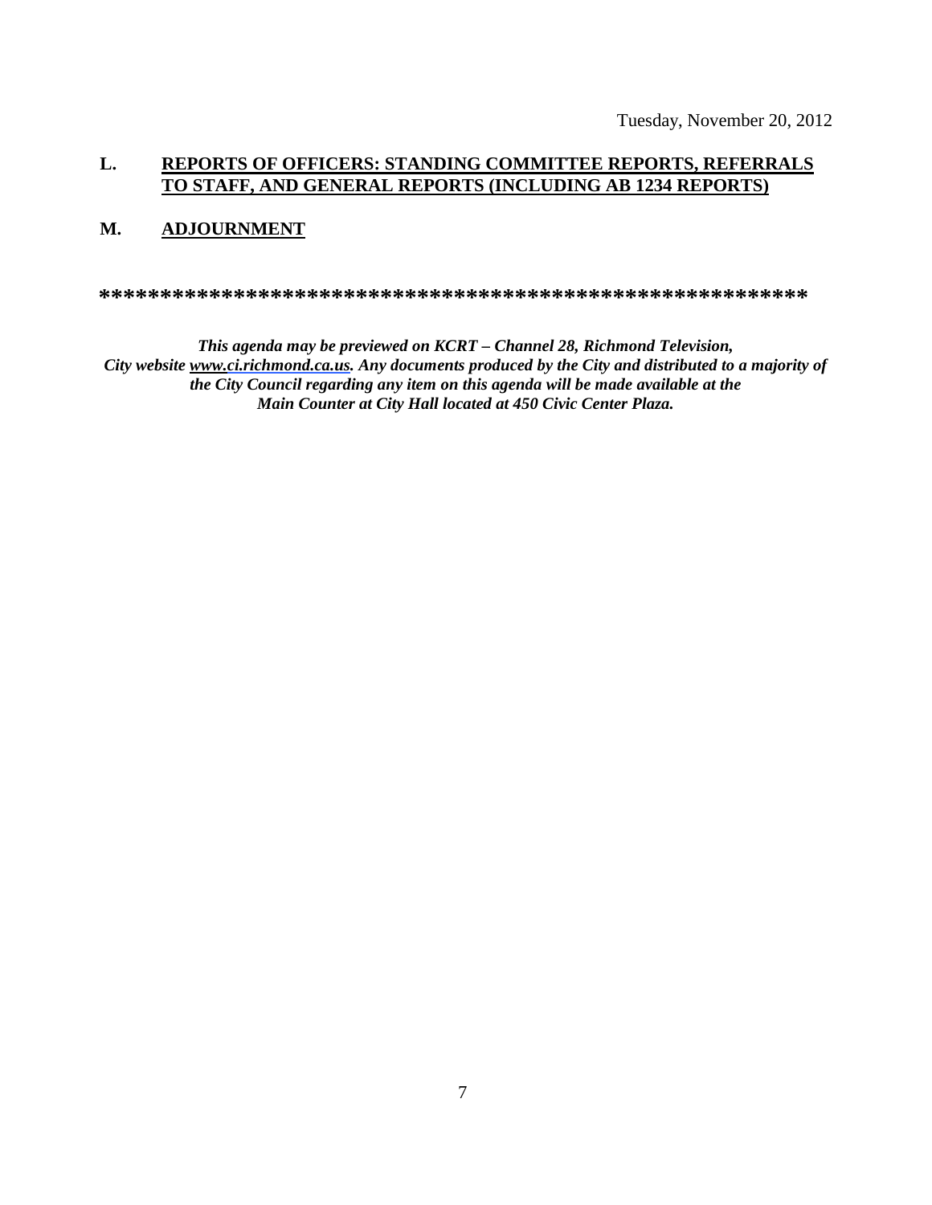Tuesday, November 20, 2012

## L. REPORTS OF OFFICERS: STANDING COMMITTEE REPORTS, REFERRALS TO STAFF, AND GENERAL REPORTS (INCLUDING AB 1234 REPORTS)

## M. ADJOURNMENT

**\*\*\*\*\*\*\*\*\*\*\*\*\*\*\*\*\*\*\*\*\*\*\*\*\*\*\*\*\*\*\*\*\*\*\*\*\*\*\*\*\*\*\*\*\*\*\*\*\*\*\*\*\*\*\*\*\*\***

***This agenda may be previewed on KCRT – Channel 28, Richmond Television, City website [www.ci.richmond.ca.us](www.ci.richmond.ca.us). Any documents produced by the City and distributed to a majority of the City Council regarding any item on this agenda will be made available at the Main Counter at City Hall located at 450 Civic Center Plaza.***